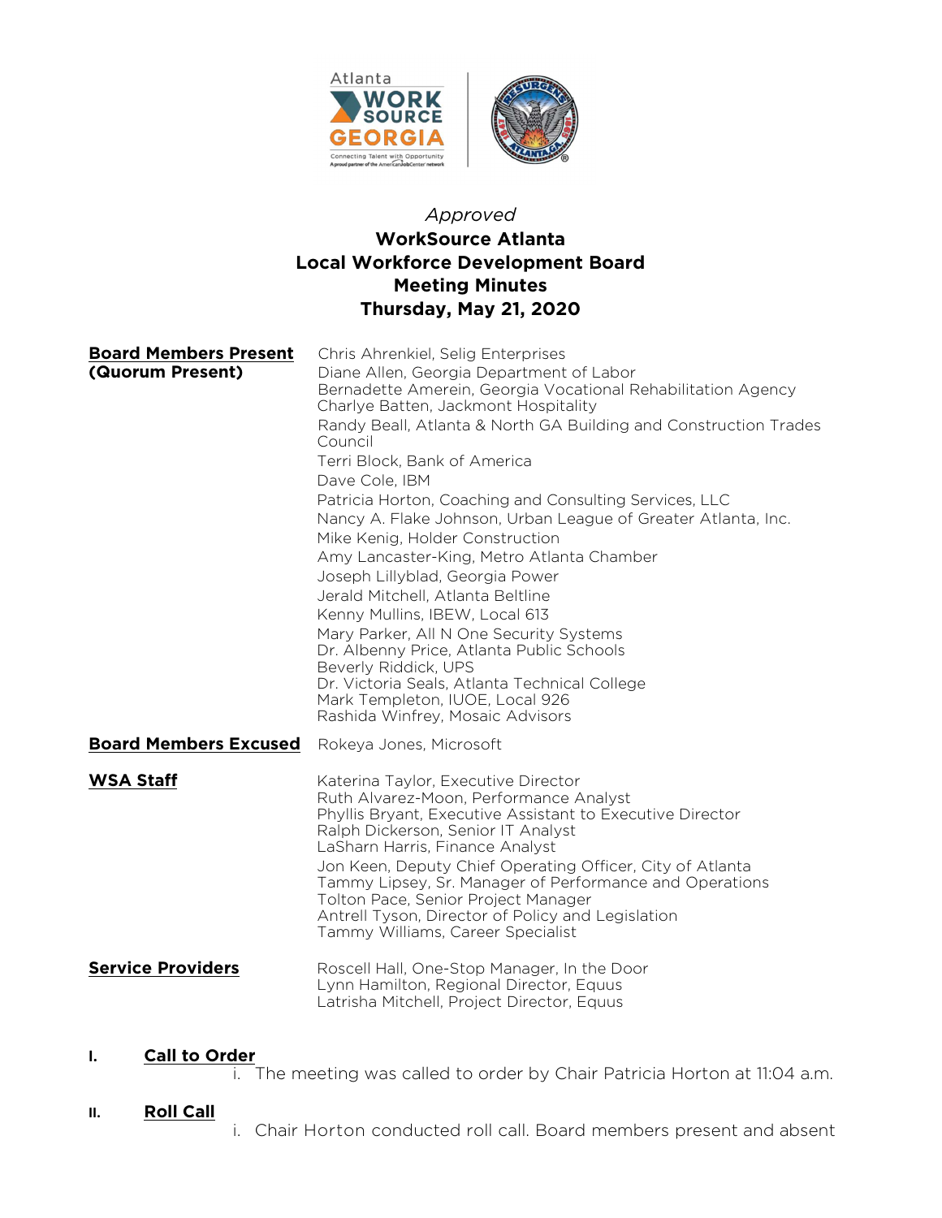*Approved*

# WorkSource Atlanta
# Local Workforce Development Board
# Meeting Minutes
# Thursday, May 21, 2020

**Board Members Present (Quorum Present)**

Chris Ahrenkiel, Selig Enterprises
Diane Allen, Georgia Department of Labor
Bernadette Amerein, Georgia Vocational Rehabilitation Agency
Charlye Batten, Jackmont Hospitality
Randy Beall, Atlanta & North GA Building and Construction Trades Council
Terri Block, Bank of America
Dave Cole, IBM
Patricia Horton, Coaching and Consulting Services, LLC
Nancy A. Flake Johnson, Urban League of Greater Atlanta, Inc.
Mike Kenig, Holder Construction
Amy Lancaster-King, Metro Atlanta Chamber
Joseph Lillyblad, Georgia Power
Jerald Mitchell, Atlanta Beltline
Kenny Mullins, IBEW, Local 613
Mary Parker, All N One Security Systems
Dr. Albenny Price, Atlanta Public Schools
Beverly Riddick, UPS
Dr. Victoria Seals, Atlanta Technical College
Mark Templeton, IUOE, Local 926
Rashida Winfrey, Mosaic Advisors

**Board Members Excused**

Rokeya Jones, Microsoft

**WSA Staff**

Katerina Taylor, Executive Director
Ruth Alvarez-Moon, Performance Analyst
Phyllis Bryant, Executive Assistant to Executive Director
Ralph Dickerson, Senior IT Analyst
LaSharn Harris, Finance Analyst
Jon Keen, Deputy Chief Operating Officer, City of Atlanta
Tammy Lipsey, Sr. Manager of Performance and Operations
Tolton Pace, Senior Project Manager
Antrell Tyson, Director of Policy and Legislation
Tammy Williams, Career Specialist

**Service Providers**

Roscell Hall, One-Stop Manager, In the Door
Lynn Hamilton, Regional Director, Equus
Latrisha Mitchell, Project Director, Equus

## I. Call to Order

i. The meeting was called to order by Chair Patricia Horton at 11:04 a.m.

## II. Roll Call

i. Chair Horton conducted roll call. Board members present and absent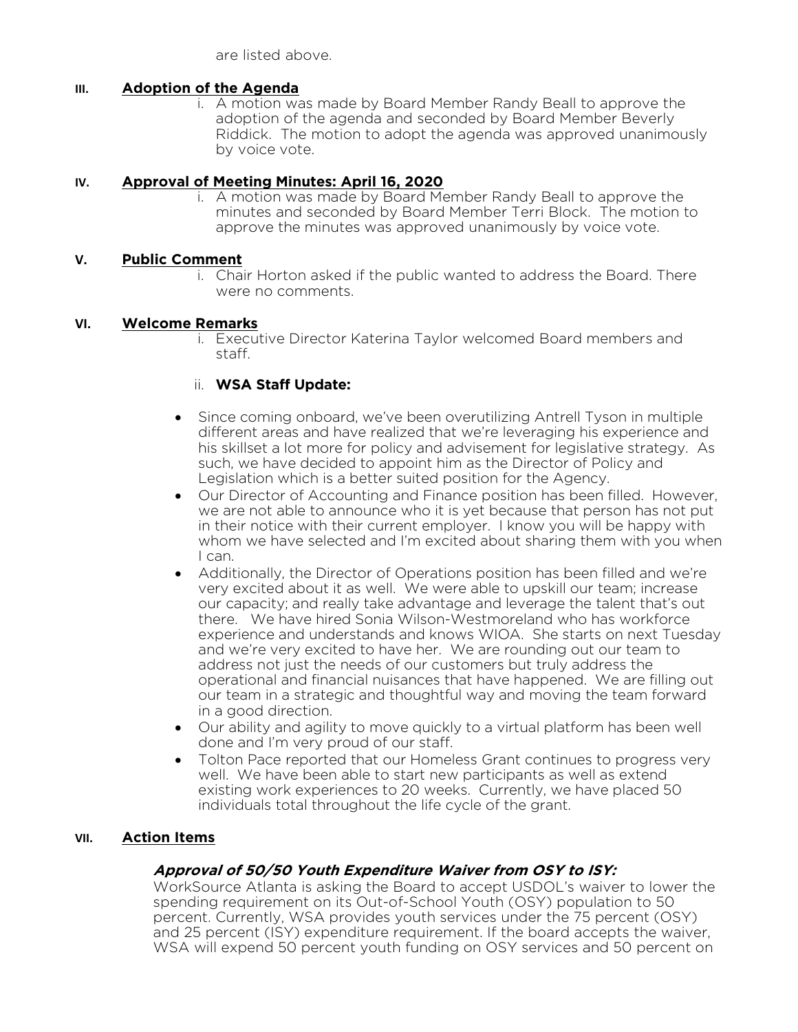are listed above.

## III. Adoption of the Agenda

i. A motion was made by Board Member Randy Beall to approve the adoption of the agenda and seconded by Board Member Beverly Riddick. The motion to adopt the agenda was approved unanimously by voice vote.

## IV. Approval of Meeting Minutes: April 16, 2020

i. A motion was made by Board Member Randy Beall to approve the minutes and seconded by Board Member Terri Block. The motion to approve the minutes was approved unanimously by voice vote.

## V. Public Comment

i. Chair Horton asked if the public wanted to address the Board. There were no comments.

## VI. Welcome Remarks

i. Executive Director Katerina Taylor welcomed Board members and staff.

ii. **WSA Staff Update:**

- Since coming onboard, we've been overutilizing Antrell Tyson in multiple different areas and have realized that we're leveraging his experience and his skillset a lot more for policy and advisement for legislative strategy. As such, we have decided to appoint him as the Director of Policy and Legislation which is a better suited position for the Agency.
- Our Director of Accounting and Finance position has been filled. However, we are not able to announce who it is yet because that person has not put in their notice with their current employer. I know you will be happy with whom we have selected and I'm excited about sharing them with you when I can.
- Additionally, the Director of Operations position has been filled and we're very excited about it as well. We were able to upskill our team; increase our capacity; and really take advantage and leverage the talent that's out there. We have hired Sonia Wilson-Westmoreland who has workforce experience and understands and knows WIOA. She starts on next Tuesday and we're very excited to have her. We are rounding out our team to address not just the needs of our customers but truly address the operational and financial nuisances that have happened. We are filling out our team in a strategic and thoughtful way and moving the team forward in a good direction.
- Our ability and agility to move quickly to a virtual platform has been well done and I'm very proud of our staff.
- Tolton Pace reported that our Homeless Grant continues to progress very well. We have been able to start new participants as well as extend existing work experiences to 20 weeks. Currently, we have placed 50 individuals total throughout the life cycle of the grant.

## VII. Action Items

### *Approval of 50/50 Youth Expenditure Waiver from OSY to ISY:*

WorkSource Atlanta is asking the Board to accept USDOL's waiver to lower the spending requirement on its Out-of-School Youth (OSY) population to 50 percent. Currently, WSA provides youth services under the 75 percent (OSY) and 25 percent (ISY) expenditure requirement. If the board accepts the waiver, WSA will expend 50 percent youth funding on OSY services and 50 percent on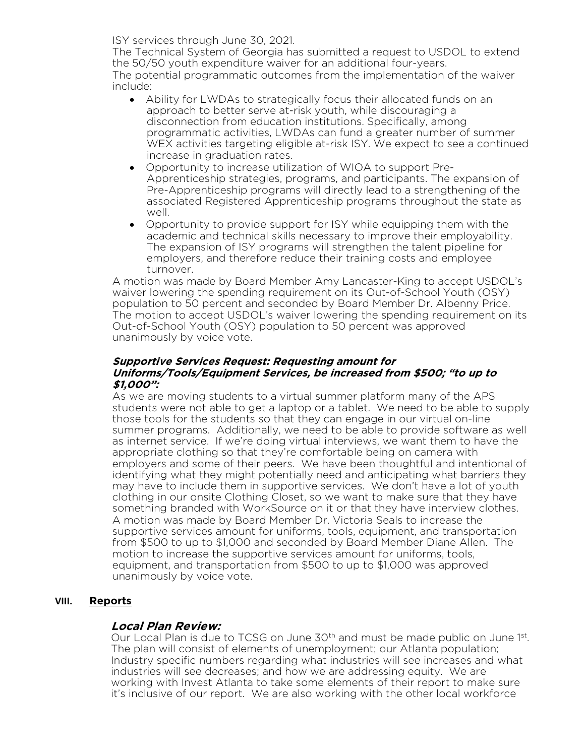ISY services through June 30, 2021.

The Technical System of Georgia has submitted a request to USDOL to extend the 50/50 youth expenditure waiver for an additional four-years.

The potential programmatic outcomes from the implementation of the waiver include:

- Ability for LWDAs to strategically focus their allocated funds on an approach to better serve at-risk youth, while discouraging a disconnection from education institutions. Specifically, among programmatic activities, LWDAs can fund a greater number of summer WEX activities targeting eligible at-risk ISY. We expect to see a continued increase in graduation rates.
- Opportunity to increase utilization of WIOA to support Pre-Apprenticeship strategies, programs, and participants. The expansion of Pre-Apprenticeship programs will directly lead to a strengthening of the associated Registered Apprenticeship programs throughout the state as well.
- Opportunity to provide support for ISY while equipping them with the academic and technical skills necessary to improve their employability. The expansion of ISY programs will strengthen the talent pipeline for employers, and therefore reduce their training costs and employee turnover.

A motion was made by Board Member Amy Lancaster-King to accept USDOL's waiver lowering the spending requirement on its Out-of-School Youth (OSY) population to 50 percent and seconded by Board Member Dr. Albenny Price. The motion to accept USDOL's waiver lowering the spending requirement on its Out-of-School Youth (OSY) population to 50 percent was approved unanimously by voice vote.

***Supportive Services Request: Requesting amount for Uniforms/Tools/Equipment Services, be increased from $500; "to up to $1,000":***

As we are moving students to a virtual summer platform many of the APS students were not able to get a laptop or a tablet. We need to be able to supply those tools for the students so that they can engage in our virtual on-line summer programs. Additionally, we need to be able to provide software as well as internet service. If we're doing virtual interviews, we want them to have the appropriate clothing so that they're comfortable being on camera with employers and some of their peers. We have been thoughtful and intentional of identifying what they might potentially need and anticipating what barriers they may have to include them in supportive services. We don't have a lot of youth clothing in our onsite Clothing Closet, so we want to make sure that they have something branded with WorkSource on it or that they have interview clothes.

A motion was made by Board Member Dr. Victoria Seals to increase the supportive services amount for uniforms, tools, equipment, and transportation from $500 to up to $1,000 and seconded by Board Member Diane Allen. The motion to increase the supportive services amount for uniforms, tools, equipment, and transportation from $500 to up to $1,000 was approved unanimously by voice vote.

## VIII. Reports

### *Local Plan Review:*

Our Local Plan is due to TCSG on June 30th and must be made public on June 1st. The plan will consist of elements of unemployment; our Atlanta population; Industry specific numbers regarding what industries will see increases and what industries will see decreases; and how we are addressing equity. We are working with Invest Atlanta to take some elements of their report to make sure it's inclusive of our report. We are also working with the other local workforce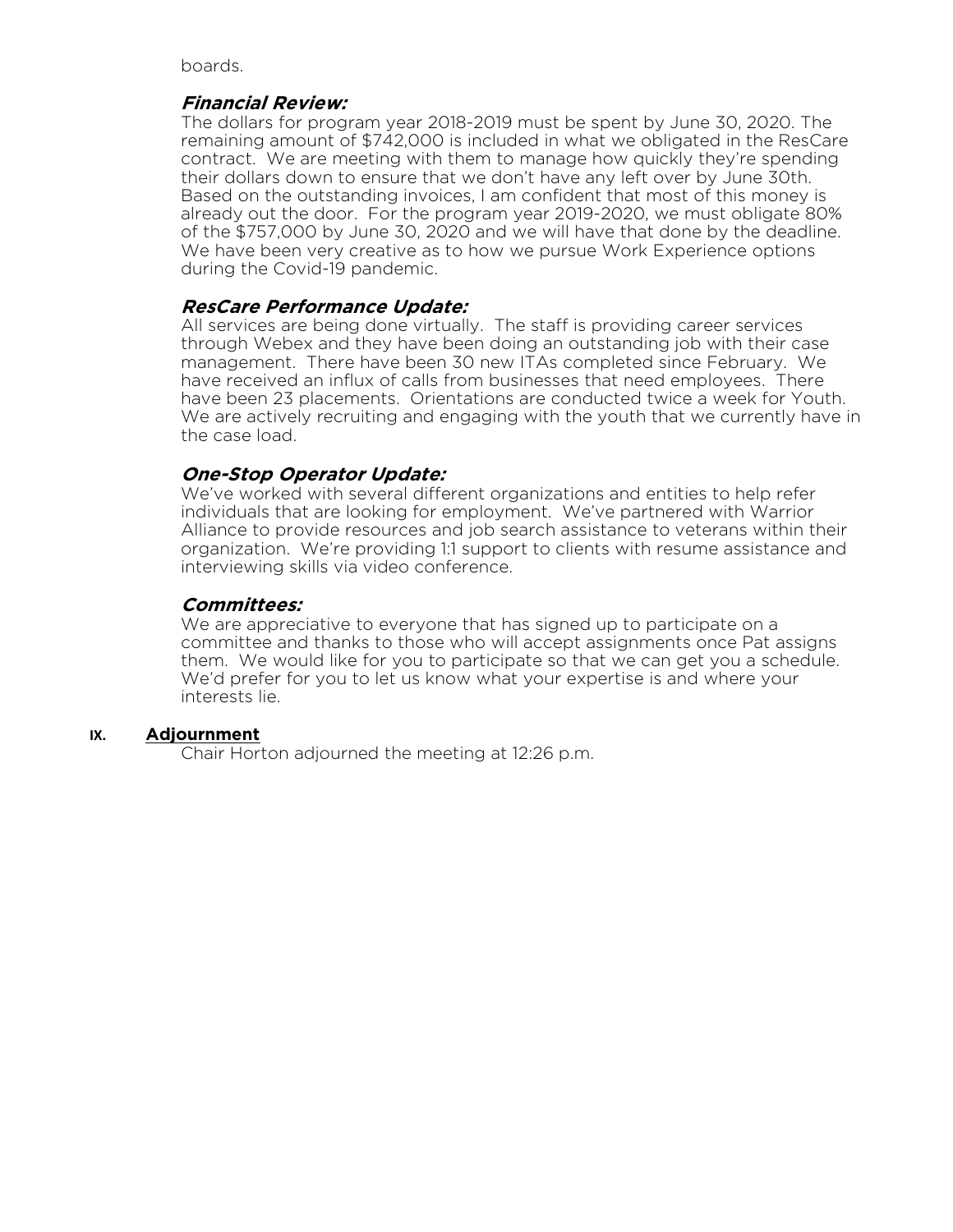boards.

### *Financial Review:*

The dollars for program year 2018-2019 must be spent by June 30, 2020. The remaining amount of $742,000 is included in what we obligated in the ResCare contract. We are meeting with them to manage how quickly they're spending their dollars down to ensure that we don't have any left over by June 30th. Based on the outstanding invoices, I am confident that most of this money is already out the door. For the program year 2019-2020, we must obligate 80% of the $757,000 by June 30, 2020 and we will have that done by the deadline. We have been very creative as to how we pursue Work Experience options during the Covid-19 pandemic.

### *ResCare Performance Update:*

All services are being done virtually. The staff is providing career services through Webex and they have been doing an outstanding job with their case management. There have been 30 new ITAs completed since February. We have received an influx of calls from businesses that need employees. There have been 23 placements. Orientations are conducted twice a week for Youth. We are actively recruiting and engaging with the youth that we currently have in the case load.

### *One-Stop Operator Update:*

We've worked with several different organizations and entities to help refer individuals that are looking for employment. We've partnered with Warrior Alliance to provide resources and job search assistance to veterans within their organization. We're providing 1:1 support to clients with resume assistance and interviewing skills via video conference.

### *Committees:*

We are appreciative to everyone that has signed up to participate on a committee and thanks to those who will accept assignments once Pat assigns them. We would like for you to participate so that we can get you a schedule. We'd prefer for you to let us know what your expertise is and where your interests lie.

## IX. Adjournment

Chair Horton adjourned the meeting at 12:26 p.m.